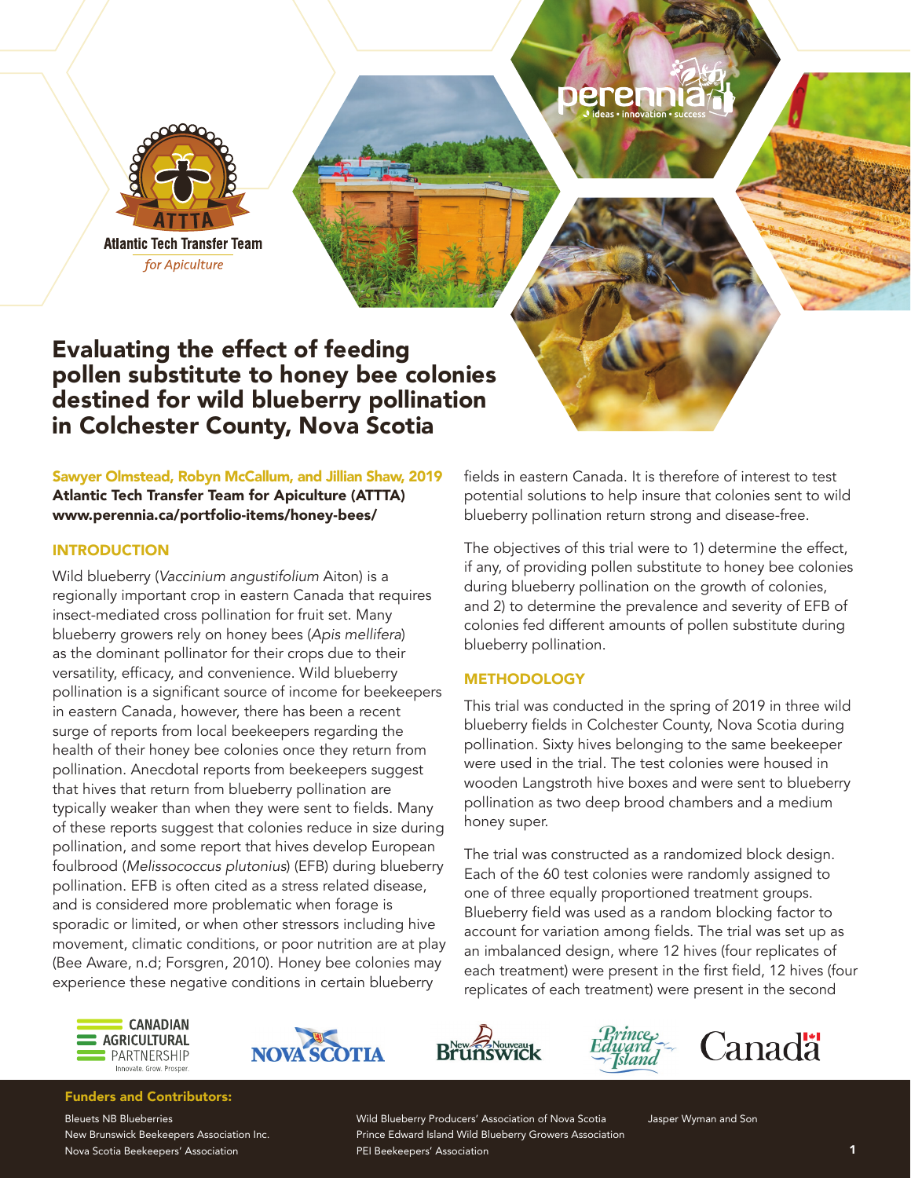# Evaluating the effect of feeding pollen substitute to honey bee colonies destined for wild blueberry pollination in Colchester County, Nova Scotia

**Sawyer Olmstead, Robyn McCallum, and Jillian Shaw, 2019**
**Atlantic Tech Transfer Team for Apiculture (ATTTA)**
**www.perennia.ca/portfolio-items/honey-bees/**

## INTRODUCTION

Wild blueberry (*Vaccinium angustifolium* Aiton) is a regionally important crop in eastern Canada that requires insect-mediated cross pollination for fruit set. Many blueberry growers rely on honey bees (*Apis mellifera*) as the dominant pollinator for their crops due to their versatility, efficacy, and convenience. Wild blueberry pollination is a significant source of income for beekeepers in eastern Canada, however, there has been a recent surge of reports from local beekeepers regarding the health of their honey bee colonies once they return from pollination. Anecdotal reports from beekeepers suggest that hives that return from blueberry pollination are typically weaker than when they were sent to fields. Many of these reports suggest that colonies reduce in size during pollination, and some report that hives develop European foulbrood (*Melissococcus plutonius*) (EFB) during blueberry pollination. EFB is often cited as a stress related disease, and is considered more problematic when forage is sporadic or limited, or when other stressors including hive movement, climatic conditions, or poor nutrition are at play (Bee Aware, n.d; Forsgren, 2010). Honey bee colonies may experience these negative conditions in certain blueberry fields in eastern Canada. It is therefore of interest to test potential solutions to help insure that colonies sent to wild blueberry pollination return strong and disease-free.

The objectives of this trial were to 1) determine the effect, if any, of providing pollen substitute to honey bee colonies during blueberry pollination on the growth of colonies, and 2) to determine the prevalence and severity of EFB of colonies fed different amounts of pollen substitute during blueberry pollination.

## METHODOLOGY

This trial was conducted in the spring of 2019 in three wild blueberry fields in Colchester County, Nova Scotia during pollination. Sixty hives belonging to the same beekeeper were used in the trial. The test colonies were housed in wooden Langstroth hive boxes and were sent to blueberry pollination as two deep brood chambers and a medium honey super.

The trial was constructed as a randomized block design. Each of the 60 test colonies were randomly assigned to one of three equally proportioned treatment groups. Blueberry field was used as a random blocking factor to account for variation among fields. The trial was set up as an imbalanced design, where 12 hives (four replicates of each treatment) were present in the first field, 12 hives (four replicates of each treatment) were present in the second

**Funders and Contributors:**

Bleuets NB Blueberries
New Brunswick Beekeepers Association Inc.
Nova Scotia Beekeepers' Association
Wild Blueberry Producers' Association of Nova Scotia
Prince Edward Island Wild Blueberry Growers Association
PEI Beekeepers' Association
Jasper Wyman and Son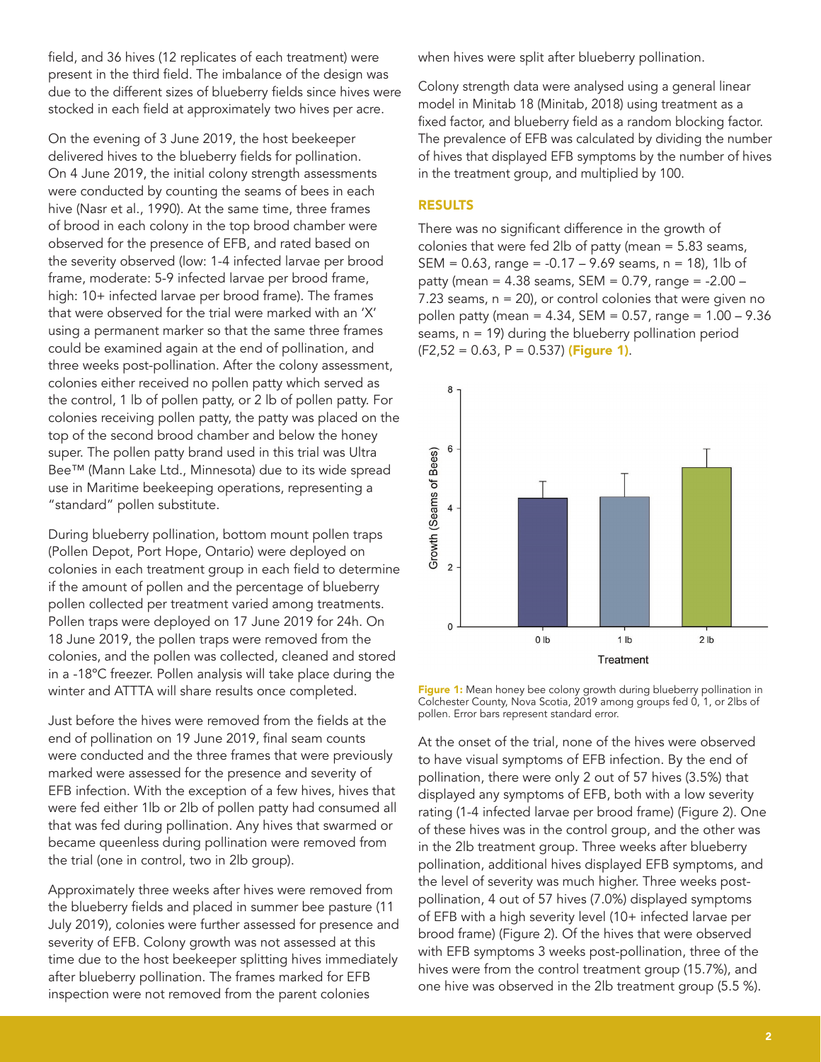field, and 36 hives (12 replicates of each treatment) were present in the third field. The imbalance of the design was due to the different sizes of blueberry fields since hives were stocked in each field at approximately two hives per acre.

On the evening of 3 June 2019, the host beekeeper delivered hives to the blueberry fields for pollination. On 4 June 2019, the initial colony strength assessments were conducted by counting the seams of bees in each hive (Nasr et al., 1990). At the same time, three frames of brood in each colony in the top brood chamber were observed for the presence of EFB, and rated based on the severity observed (low: 1-4 infected larvae per brood frame, moderate: 5-9 infected larvae per brood frame, high: 10+ infected larvae per brood frame). The frames that were observed for the trial were marked with an 'X' using a permanent marker so that the same three frames could be examined again at the end of pollination, and three weeks post-pollination. After the colony assessment, colonies either received no pollen patty which served as the control, 1 lb of pollen patty, or 2 lb of pollen patty. For colonies receiving pollen patty, the patty was placed on the top of the second brood chamber and below the honey super. The pollen patty brand used in this trial was Ultra Bee™ (Mann Lake Ltd., Minnesota) due to its wide spread use in Maritime beekeeping operations, representing a "standard" pollen substitute.

During blueberry pollination, bottom mount pollen traps (Pollen Depot, Port Hope, Ontario) were deployed on colonies in each treatment group in each field to determine if the amount of pollen and the percentage of blueberry pollen collected per treatment varied among treatments. Pollen traps were deployed on 17 June 2019 for 24h. On 18 June 2019, the pollen traps were removed from the colonies, and the pollen was collected, cleaned and stored in a -18°C freezer. Pollen analysis will take place during the winter and ATTTA will share results once completed.

Just before the hives were removed from the fields at the end of pollination on 19 June 2019, final seam counts were conducted and the three frames that were previously marked were assessed for the presence and severity of EFB infection. With the exception of a few hives, hives that were fed either 1lb or 2lb of pollen patty had consumed all that was fed during pollination. Any hives that swarmed or became queenless during pollination were removed from the trial (one in control, two in 2lb group).

Approximately three weeks after hives were removed from the blueberry fields and placed in summer bee pasture (11 July 2019), colonies were further assessed for presence and severity of EFB. Colony growth was not assessed at this time due to the host beekeeper splitting hives immediately after blueberry pollination. The frames marked for EFB inspection were not removed from the parent colonies when hives were split after blueberry pollination.

Colony strength data were analysed using a general linear model in Minitab 18 (Minitab, 2018) using treatment as a fixed factor, and blueberry field as a random blocking factor. The prevalence of EFB was calculated by dividing the number of hives that displayed EFB symptoms by the number of hives in the treatment group, and multiplied by 100.

## RESULTS

There was no significant difference in the growth of colonies that were fed 2lb of patty (mean = 5.83 seams, SEM = 0.63, range = -0.17 – 9.69 seams, n = 18), 1lb of patty (mean = 4.38 seams, SEM = 0.79, range = -2.00 – 7.23 seams, n = 20), or control colonies that were given no pollen patty (mean = 4.34, SEM = 0.57, range = 1.00 – 9.36 seams, n = 19) during the blueberry pollination period ($F_{2,52}$ = 0.63, P = 0.537) **(Figure 1)**.

**Figure 1:** Mean honey bee colony growth during blueberry pollination in Colchester County, Nova Scotia, 2019 among groups fed 0, 1, or 2lbs of pollen. Error bars represent standard error.

At the onset of the trial, none of the hives were observed to have visual symptoms of EFB infection. By the end of pollination, there were only 2 out of 57 hives (3.5%) that displayed any symptoms of EFB, both with a low severity rating (1-4 infected larvae per brood frame) (Figure 2). One of these hives was in the control group, and the other was in the 2lb treatment group. Three weeks after blueberry pollination, additional hives displayed EFB symptoms, and the level of severity was much higher. Three weeks post-pollination, 4 out of 57 hives (7.0%) displayed symptoms of EFB with a high severity level (10+ infected larvae per brood frame) (Figure 2). Of the hives that were observed with EFB symptoms 3 weeks post-pollination, three of the hives were from the control treatment group (15.7%), and one hive was observed in the 2lb treatment group (5.5 %).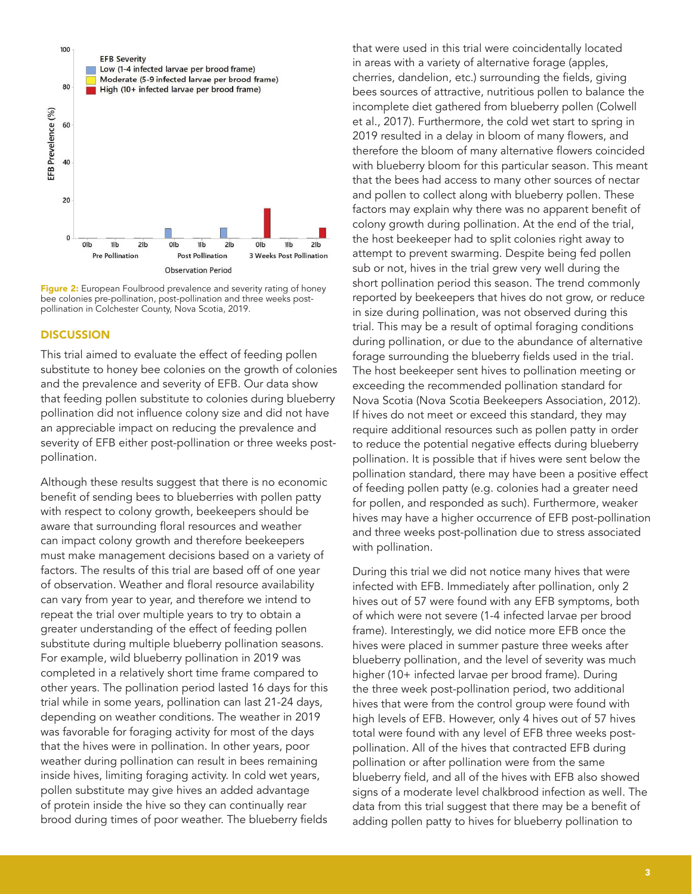Figure 2: European Foulbrood prevalence and severity rating of honey bee colonies pre-pollination, post-pollination and three weeks post-pollination in Colchester County, Nova Scotia, 2019.

## DISCUSSION

This trial aimed to evaluate the effect of feeding pollen substitute to honey bee colonies on the growth of colonies and the prevalence and severity of EFB. Our data show that feeding pollen substitute to colonies during blueberry pollination did not influence colony size and did not have an appreciable impact on reducing the prevalence and severity of EFB either post-pollination or three weeks post-pollination.

Although these results suggest that there is no economic benefit of sending bees to blueberries with pollen patty with respect to colony growth, beekeepers should be aware that surrounding floral resources and weather can impact colony growth and therefore beekeepers must make management decisions based on a variety of factors. The results of this trial are based off of one year of observation. Weather and floral resource availability can vary from year to year, and therefore we intend to repeat the trial over multiple years to try to obtain a greater understanding of the effect of feeding pollen substitute during multiple blueberry pollination seasons. For example, wild blueberry pollination in 2019 was completed in a relatively short time frame compared to other years. The pollination period lasted 16 days for this trial while in some years, pollination can last 21-24 days, depending on weather conditions. The weather in 2019 was favorable for foraging activity for most of the days that the hives were in pollination. In other years, poor weather during pollination can result in bees remaining inside hives, limiting foraging activity. In cold wet years, pollen substitute may give hives an added advantage of protein inside the hive so they can continually rear brood during times of poor weather. The blueberry fields that were used in this trial were coincidentally located in areas with a variety of alternative forage (apples, cherries, dandelion, etc.) surrounding the fields, giving bees sources of attractive, nutritious pollen to balance the incomplete diet gathered from blueberry pollen (Colwell et al., 2017). Furthermore, the cold wet start to spring in 2019 resulted in a delay in bloom of many flowers, and therefore the bloom of many alternative flowers coincided with blueberry bloom for this particular season. This meant that the bees had access to many other sources of nectar and pollen to collect along with blueberry pollen. These factors may explain why there was no apparent benefit of colony growth during pollination. At the end of the trial, the host beekeeper had to split colonies right away to attempt to prevent swarming. Despite being fed pollen sub or not, hives in the trial grew very well during the short pollination period this season. The trend commonly reported by beekeepers that hives do not grow, or reduce in size during pollination, was not observed during this trial. This may be a result of optimal foraging conditions during pollination, or due to the abundance of alternative forage surrounding the blueberry fields used in the trial. The host beekeeper sent hives to pollination meeting or exceeding the recommended pollination standard for Nova Scotia (Nova Scotia Beekeepers Association, 2012). If hives do not meet or exceed this standard, they may require additional resources such as pollen patty in order to reduce the potential negative effects during blueberry pollination. It is possible that if hives were sent below the pollination standard, there may have been a positive effect of feeding pollen patty (e.g. colonies had a greater need for pollen, and responded as such). Furthermore, weaker hives may have a higher occurrence of EFB post-pollination and three weeks post-pollination due to stress associated with pollination.

During this trial we did not notice many hives that were infected with EFB. Immediately after pollination, only 2 hives out of 57 were found with any EFB symptoms, both of which were not severe (1-4 infected larvae per brood frame). Interestingly, we did notice more EFB once the hives were placed in summer pasture three weeks after blueberry pollination, and the level of severity was much higher (10+ infected larvae per brood frame). During the three week post-pollination period, two additional hives that were from the control group were found with high levels of EFB. However, only 4 hives out of 57 hives total were found with any level of EFB three weeks post-pollination. All of the hives that contracted EFB during pollination or after pollination were from the same blueberry field, and all of the hives with EFB also showed signs of a moderate level chalkbrood infection as well. The data from this trial suggest that there may be a benefit of adding pollen patty to hives for blueberry pollination to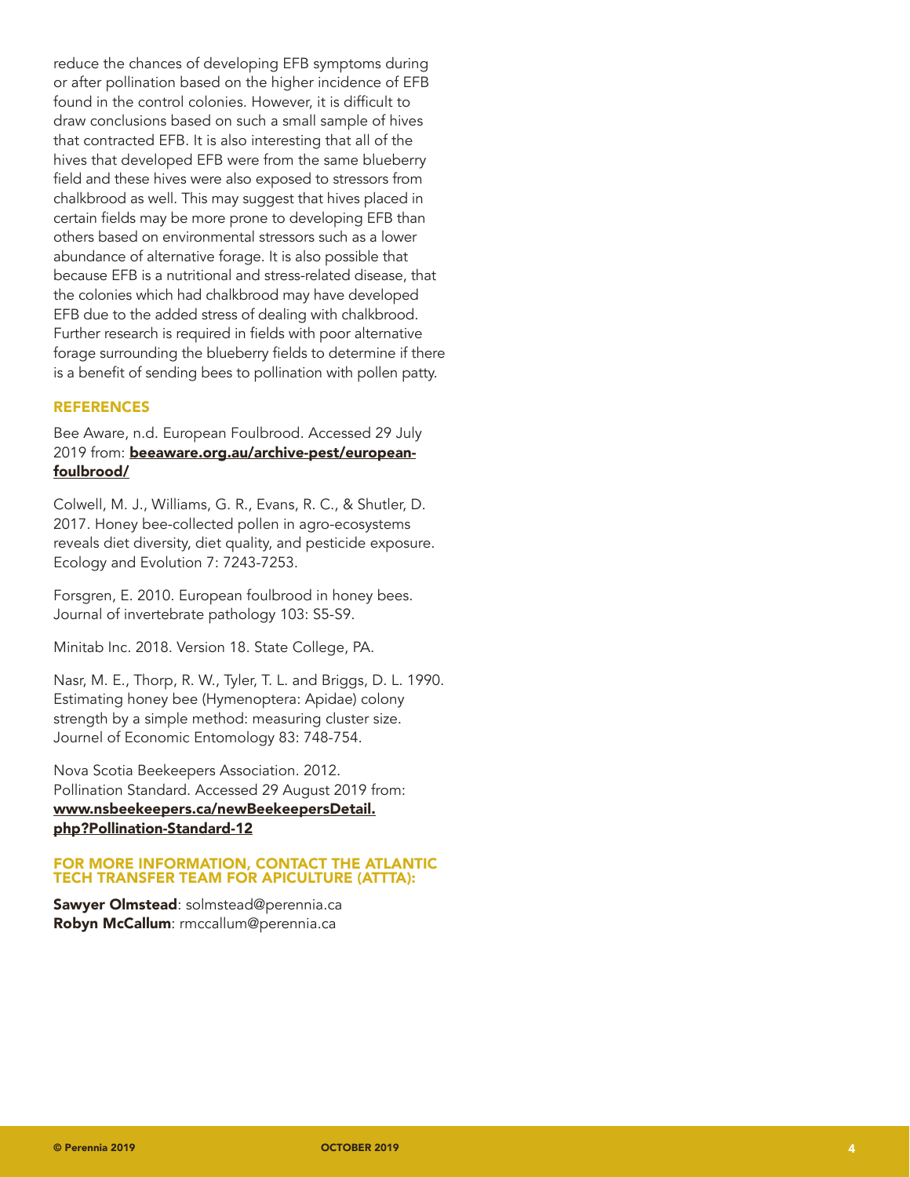reduce the chances of developing EFB symptoms during or after pollination based on the higher incidence of EFB found in the control colonies. However, it is difficult to draw conclusions based on such a small sample of hives that contracted EFB. It is also interesting that all of the hives that developed EFB were from the same blueberry field and these hives were also exposed to stressors from chalkbrood as well. This may suggest that hives placed in certain fields may be more prone to developing EFB than others based on environmental stressors such as a lower abundance of alternative forage. It is also possible that because EFB is a nutritional and stress-related disease, that the colonies which had chalkbrood may have developed EFB due to the added stress of dealing with chalkbrood. Further research is required in fields with poor alternative forage surrounding the blueberry fields to determine if there is a benefit of sending bees to pollination with pollen patty.

## REFERENCES

Bee Aware, n.d. European Foulbrood. Accessed 29 July 2019 from: **beeaware.org.au/archive-pest/european-foulbrood/**

Colwell, M. J., Williams, G. R., Evans, R. C., & Shutler, D. 2017. Honey bee-collected pollen in agro-ecosystems reveals diet diversity, diet quality, and pesticide exposure. Ecology and Evolution 7: 7243-7253.

Forsgren, E. 2010. European foulbrood in honey bees. Journal of invertebrate pathology 103: S5-S9.

Minitab Inc. 2018. Version 18. State College, PA.

Nasr, M. E., Thorp, R. W., Tyler, T. L. and Briggs, D. L. 1990. Estimating honey bee (Hymenoptera: Apidae) colony strength by a simple method: measuring cluster size. Journel of Economic Entomology 83: 748-754.

Nova Scotia Beekeepers Association. 2012. Pollination Standard. Accessed 29 August 2019 from: **www.nsbeekeepers.ca/newBeekeepersDetail.php?Pollination-Standard-12**

## FOR MORE INFORMATION, CONTACT THE ATLANTIC TECH TRANSFER TEAM FOR APICULTURE (ATTTA):

**Sawyer Olmstead**: solmstead@perennia.ca
**Robyn McCallum**: rmccallum@perennia.ca